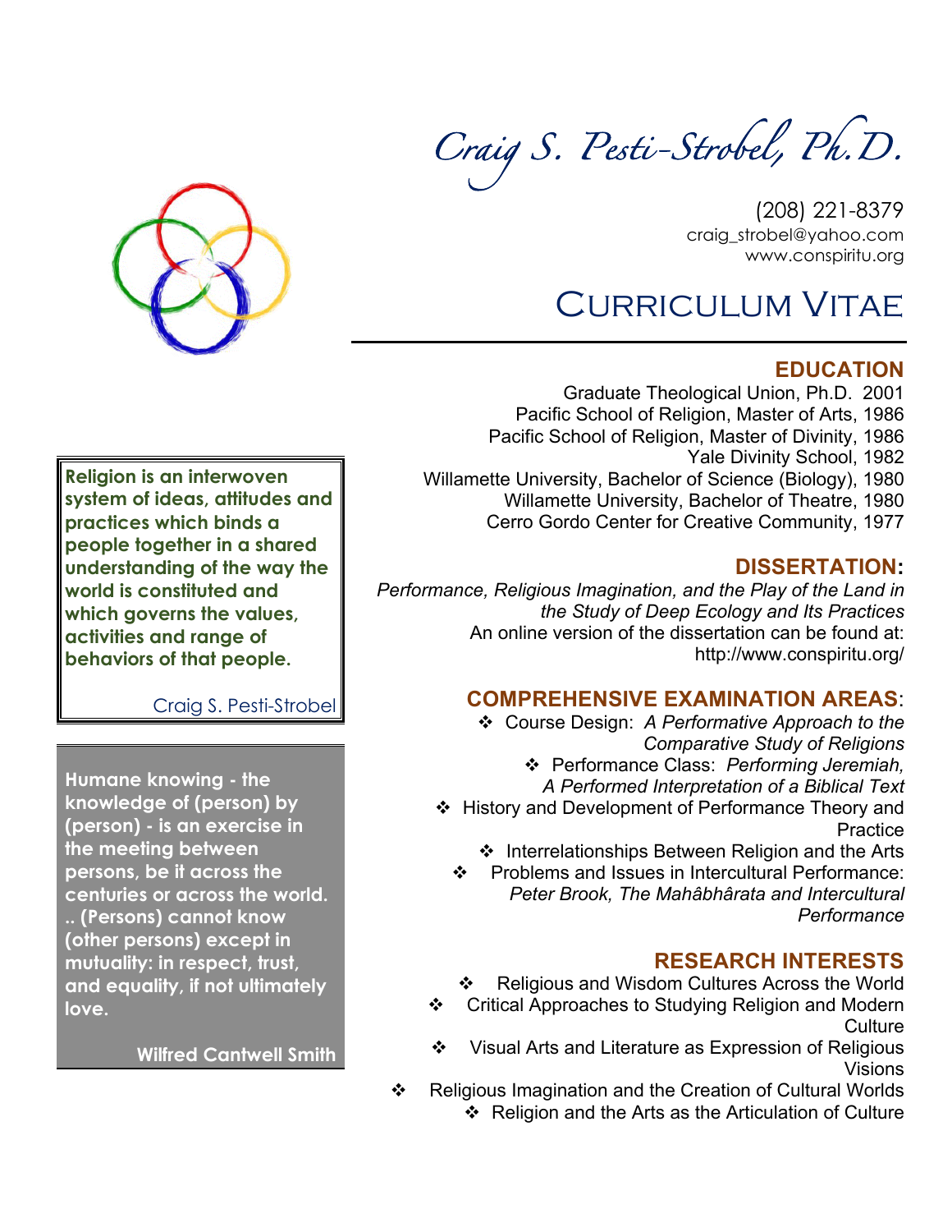# Craig S. Pesti-Strobel, Ph.D.

(208) 221-8379
craig_strobel@yahoo.com
www.conspiritu.org

# Curriculum Vitae

> **Religion is an interwoven system of ideas, attitudes and practices which binds a people together in a shared understanding of the way the world is constituted and which governs the values, activities and range of behaviors of that people.**
>
> Craig S. Pesti-Strobel

> **Humane knowing - the knowledge of (person) by (person) - is an exercise in the meeting between persons, be it across the centuries or across the world. .. (Persons) cannot know (other persons) except in mutuality: in respect, trust, and equality, if not ultimately love.**
>
> **Wilfred Cantwell Smith**

## EDUCATION

Graduate Theological Union, Ph.D. 2001
Pacific School of Religion, Master of Arts, 1986
Pacific School of Religion, Master of Divinity, 1986
Yale Divinity School, 1982
Willamette University, Bachelor of Science (Biology), 1980
Willamette University, Bachelor of Theatre, 1980
Cerro Gordo Center for Creative Community, 1977

## DISSERTATION:

*Performance, Religious Imagination, and the Play of the Land in the Study of Deep Ecology and Its Practices*
An online version of the dissertation can be found at: http://www.conspiritu.org/

## COMPREHENSIVE EXAMINATION AREAS:

- Course Design: *A Performative Approach to the Comparative Study of Religions*
- Performance Class: *Performing Jeremiah, A Performed Interpretation of a Biblical Text*
- History and Development of Performance Theory and Practice
- Interrelationships Between Religion and the Arts
- Problems and Issues in Intercultural Performance: *Peter Brook, The Mahâbhârata and Intercultural Performance*

## RESEARCH INTERESTS

- Religious and Wisdom Cultures Across the World
- Critical Approaches to Studying Religion and Modern Culture
- Visual Arts and Literature as Expression of Religious Visions
- Religious Imagination and the Creation of Cultural Worlds
- Religion and the Arts as the Articulation of Culture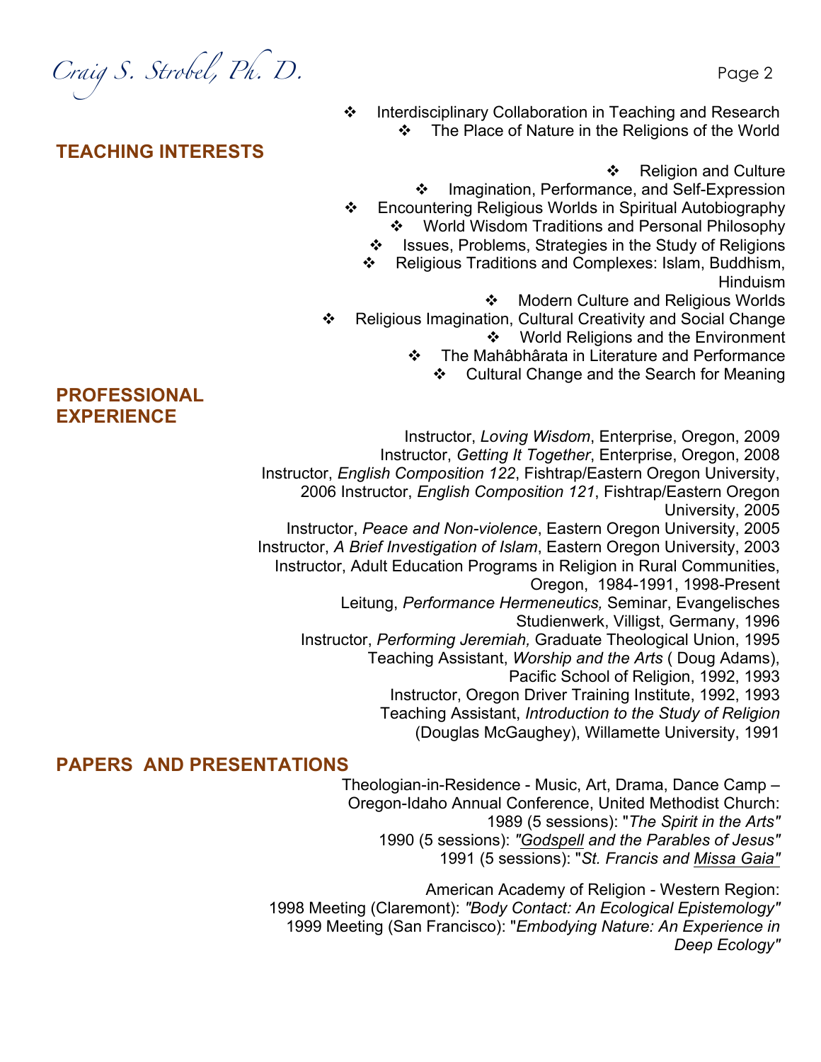- Interdisciplinary Collaboration in Teaching and Research
- The Place of Nature in the Religions of the World

## TEACHING INTERESTS

- Religion and Culture
- Imagination, Performance, and Self-Expression
- Encountering Religious Worlds in Spiritual Autobiography
- World Wisdom Traditions and Personal Philosophy
- Issues, Problems, Strategies in the Study of Religions
- Religious Traditions and Complexes: Islam, Buddhism, Hinduism
- Modern Culture and Religious Worlds
- Religious Imagination, Cultural Creativity and Social Change
- World Religions and the Environment
- The Mahâbhârata in Literature and Performance
- Cultural Change and the Search for Meaning

## PROFESSIONAL EXPERIENCE

Instructor, *Loving Wisdom*, Enterprise, Oregon, 2009
Instructor, *Getting It Together*, Enterprise, Oregon, 2008
Instructor, *English Composition 122*, Fishtrap/Eastern Oregon University, 2006
Instructor, *English Composition 121*, Fishtrap/Eastern Oregon University, 2005
Instructor, *Peace and Non-violence*, Eastern Oregon University, 2005
Instructor, *A Brief Investigation of Islam*, Eastern Oregon University, 2003
Instructor, Adult Education Programs in Religion in Rural Communities, Oregon, 1984-1991, 1998-Present
Leitung, *Performance Hermeneutics,* Seminar, Evangelisches Studienwerk, Villigst, Germany, 1996
Instructor, *Performing Jeremiah,* Graduate Theological Union, 1995
Teaching Assistant, *Worship and the Arts* ( Doug Adams), Pacific School of Religion, 1992, 1993
Instructor, Oregon Driver Training Institute, 1992, 1993
Teaching Assistant, *Introduction to the Study of Religion* (Douglas McGaughey), Willamette University, 1991

## PAPERS AND PRESENTATIONS

Theologian-in-Residence - Music, Art, Drama, Dance Camp – Oregon-Idaho Annual Conference, United Methodist Church:
1989 (5 sessions): "*The Spirit in the Arts"*
1990 (5 sessions): *"Godspell and the Parables of Jesus"*
1991 (5 sessions): "*St. Francis and Missa Gaia"*

American Academy of Religion - Western Region:
1998 Meeting (Claremont): *"Body Contact: An Ecological Epistemology"*
1999 Meeting (San Francisco): "*Embodying Nature: An Experience in Deep Ecology"*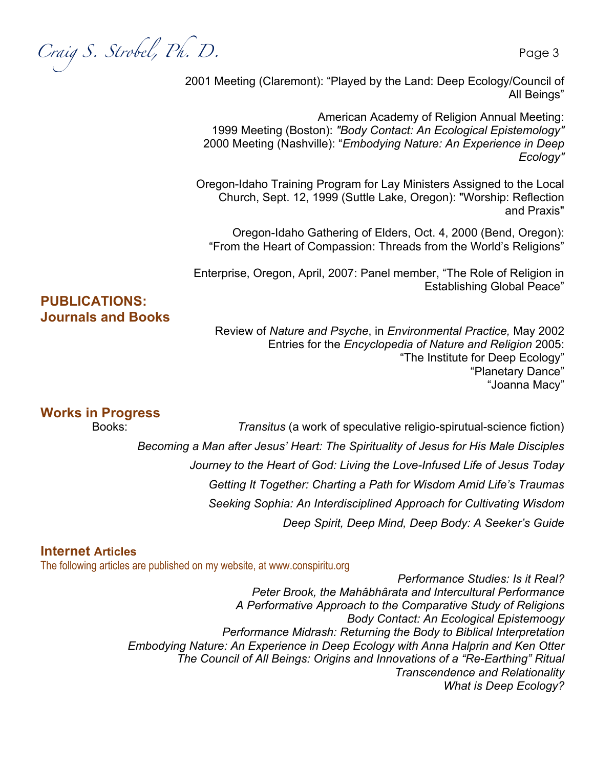2001 Meeting (Claremont): "Played by the Land: Deep Ecology/Council of All Beings"

American Academy of Religion Annual Meeting:
1999 Meeting (Boston): *"Body Contact: An Ecological Epistemology"*
2000 Meeting (Nashville): "*Embodying Nature: An Experience in Deep Ecology"*

Oregon-Idaho Training Program for Lay Ministers Assigned to the Local Church, Sept. 12, 1999 (Suttle Lake, Oregon): "Worship: Reflection and Praxis"

Oregon-Idaho Gathering of Elders, Oct. 4, 2000 (Bend, Oregon): "From the Heart of Compassion: Threads from the World's Religions"

Enterprise, Oregon, April, 2007: Panel member, "The Role of Religion in Establishing Global Peace"

## PUBLICATIONS: Journals and Books

Review of *Nature and Psyche*, in *Environmental Practice,* May 2002
Entries for the *Encyclopedia of Nature and Religion* 2005:
"The Institute for Deep Ecology"
"Planetary Dance"
"Joanna Macy"

## Works in Progress

Books:

*Transitus* (a work of speculative religio-spirutual-science fiction)

*Becoming a Man after Jesus' Heart: The Spirituality of Jesus for His Male Disciples*

*Journey to the Heart of God: Living the Love-Infused Life of Jesus Today*

*Getting It Together: Charting a Path for Wisdom Amid Life's Traumas*

*Seeking Sophia: An Interdisciplined Approach for Cultivating Wisdom*

*Deep Spirit, Deep Mind, Deep Body: A Seeker's Guide*

## Internet Articles

The following articles are published on my website, at www.conspiritu.org

*Performance Studies: Is it Real?*
*Peter Brook, the Mahâbhârata and Intercultural Performance*
*A Performative Approach to the Comparative Study of Religions*
*Body Contact: An Ecological Epistemoogy*
*Performance Midrash: Returning the Body to Biblical Interpretation*
*Embodying Nature: An Experience in Deep Ecology with Anna Halprin and Ken Otter*
*The Council of All Beings: Origins and Innovations of a "Re-Earthing" Ritual*
*Transcendence and Relationality*
*What is Deep Ecology?*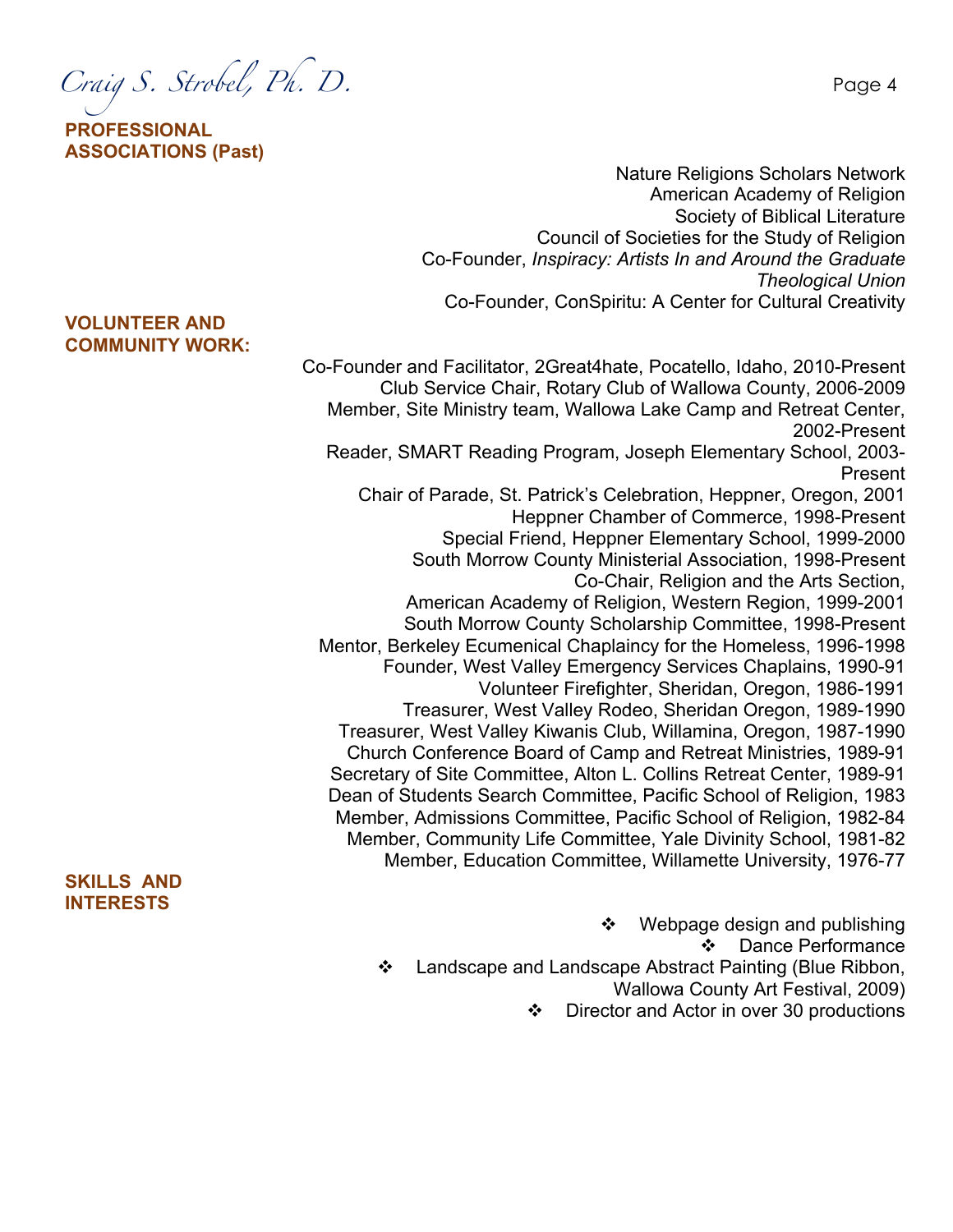## PROFESSIONAL ASSOCIATIONS (Past)

Nature Religions Scholars Network
American Academy of Religion
Society of Biblical Literature
Council of Societies for the Study of Religion
Co-Founder, *Inspiracy: Artists In and Around the Graduate Theological Union*
Co-Founder, ConSpiritu: A Center for Cultural Creativity

## VOLUNTEER AND COMMUNITY WORK:

Co-Founder and Facilitator, 2Great4hate, Pocatello, Idaho, 2010-Present
Club Service Chair, Rotary Club of Wallowa County, 2006-2009
Member, Site Ministry team, Wallowa Lake Camp and Retreat Center, 2002-Present
Reader, SMART Reading Program, Joseph Elementary School, 2003-Present
Chair of Parade, St. Patrick's Celebration, Heppner, Oregon, 2001
Heppner Chamber of Commerce, 1998-Present
Special Friend, Heppner Elementary School, 1999-2000
South Morrow County Ministerial Association, 1998-Present
Co-Chair, Religion and the Arts Section, American Academy of Religion, Western Region, 1999-2001
South Morrow County Scholarship Committee, 1998-Present
Mentor, Berkeley Ecumenical Chaplaincy for the Homeless, 1996-1998
Founder, West Valley Emergency Services Chaplains, 1990-91
Volunteer Firefighter, Sheridan, Oregon, 1986-1991
Treasurer, West Valley Rodeo, Sheridan Oregon, 1989-1990
Treasurer, West Valley Kiwanis Club, Willamina, Oregon, 1987-1990
Church Conference Board of Camp and Retreat Ministries, 1989-91
Secretary of Site Committee, Alton L. Collins Retreat Center, 1989-91
Dean of Students Search Committee, Pacific School of Religion, 1983
Member, Admissions Committee, Pacific School of Religion, 1982-84
Member, Community Life Committee, Yale Divinity School, 1981-82
Member, Education Committee, Willamette University, 1976-77

## SKILLS AND INTERESTS

- Webpage design and publishing
- Dance Performance
- Landscape and Landscape Abstract Painting (Blue Ribbon, Wallowa County Art Festival, 2009)
- Director and Actor in over 30 productions